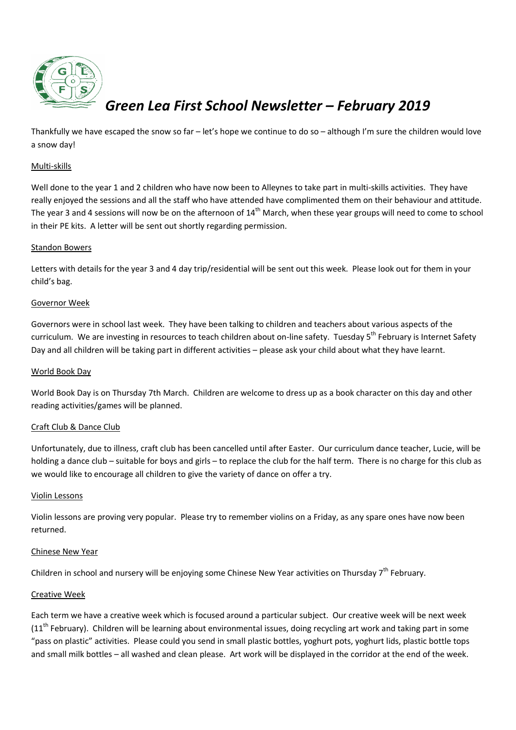# *Green Lea First School Newsletter – February 2019*

Thankfully we have escaped the snow so far – let's hope we continue to do so – although I'm sure the children would love a snow day!

## Multi-skills

Well done to the year 1 and 2 children who have now been to Alleynes to take part in multi-skills activities. They have really enjoyed the sessions and all the staff who have attended have complimented them on their behaviour and attitude. The year 3 and 4 sessions will now be on the afternoon of 14th March, when these year groups will need to come to school in their PE kits. A letter will be sent out shortly regarding permission.

## Standon Bowers

Letters with details for the year 3 and 4 day trip/residential will be sent out this week. Please look out for them in your child's bag.

## Governor Week

Governors were in school last week. They have been talking to children and teachers about various aspects of the curriculum. We are investing in resources to teach children about on-line safety. Tuesday 5th February is Internet Safety Day and all children will be taking part in different activities – please ask your child about what they have learnt.

## World Book Day

World Book Day is on Thursday 7th March. Children are welcome to dress up as a book character on this day and other reading activities/games will be planned.

## Craft Club & Dance Club

Unfortunately, due to illness, craft club has been cancelled until after Easter. Our curriculum dance teacher, Lucie, will be holding a dance club – suitable for boys and girls – to replace the club for the half term. There is no charge for this club as we would like to encourage all children to give the variety of dance on offer a try.

## Violin Lessons

Violin lessons are proving very popular. Please try to remember violins on a Friday, as any spare ones have now been returned.

## Chinese New Year

Children in school and nursery will be enjoying some Chinese New Year activities on Thursday 7th February.

## Creative Week

Each term we have a creative week which is focused around a particular subject. Our creative week will be next week (11th February). Children will be learning about environmental issues, doing recycling art work and taking part in some "pass on plastic" activities. Please could you send in small plastic bottles, yoghurt pots, yoghurt lids, plastic bottle tops and small milk bottles – all washed and clean please. Art work will be displayed in the corridor at the end of the week.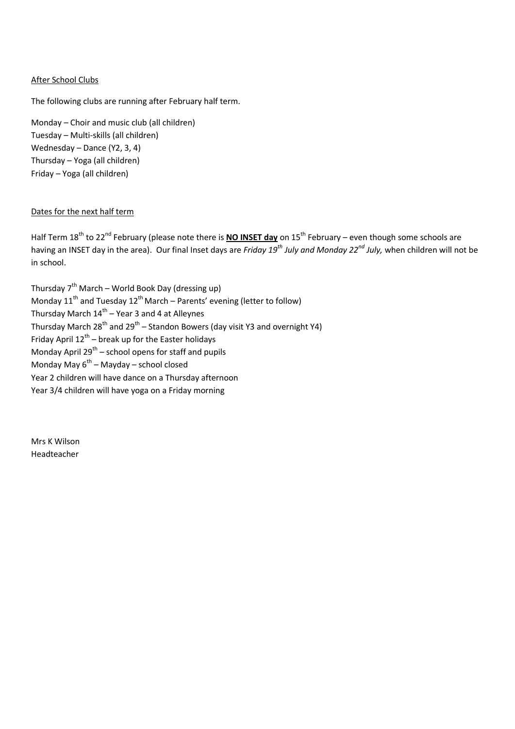<u>After School Clubs</u>

The following clubs are running after February half term.

Monday – Choir and music club (all children)
Tuesday – Multi-skills (all children)
Wednesday – Dance (Y2, 3, 4)
Thursday – Yoga (all children)
Friday – Yoga (all children)

<u>Dates for the next half term</u>

Half Term 18th to 22nd February (please note there is **<u>NO INSET day</u>** on 15th February – even though some schools are having an INSET day in the area). Our final Inset days are *Friday 19th July and Monday 22nd July,* when children will not be in school.

Thursday 7th March – World Book Day (dressing up)
Monday 11th and Tuesday 12th March – Parents' evening (letter to follow)
Thursday March 14th – Year 3 and 4 at Alleynes
Thursday March 28th and 29th – Standon Bowers (day visit Y3 and overnight Y4)
Friday April 12th – break up for the Easter holidays
Monday April 29th – school opens for staff and pupils
Monday May 6th – Mayday – school closed
Year 2 children will have dance on a Thursday afternoon
Year 3/4 children will have yoga on a Friday morning

Mrs K Wilson
Headteacher